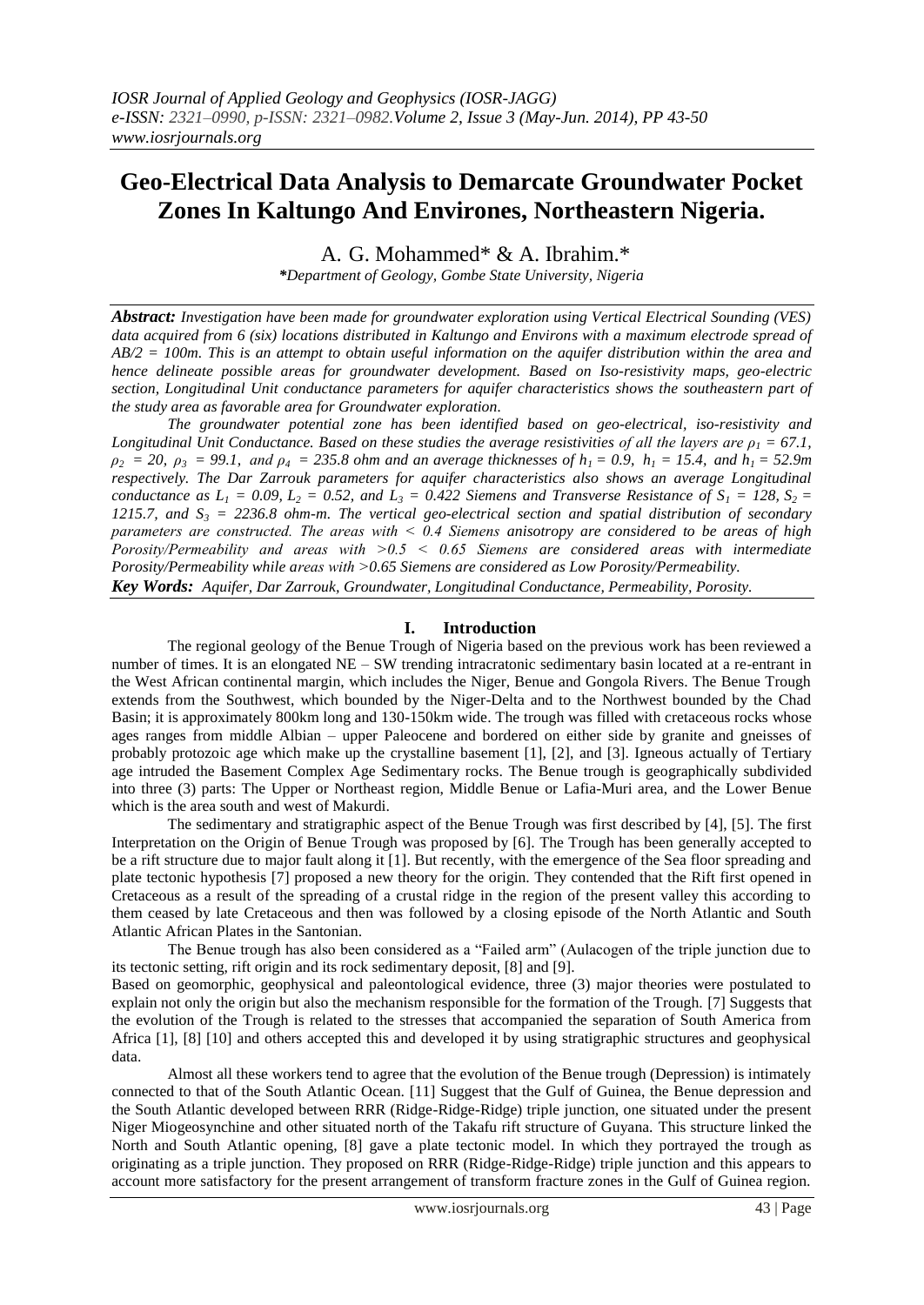# Geo-Electrical Data Analysis to Demarcate Groundwater Pocket Zones In Kaltungo And Environes, Northeastern Nigeria.

A. G. Mohammed* & A. Ibrahim.*

*\*Department of Geology, Gombe State University, Nigeria*

***Abstract:*** *Investigation have been made for groundwater exploration using Vertical Electrical Sounding (VES) data acquired from 6 (six) locations distributed in Kaltungo and Environs with a maximum electrode spread of AB/2 = 100m. This is an attempt to obtain useful information on the aquifer distribution within the area and hence delineate possible areas for groundwater development. Based on Iso-resistivity maps, geo-electric section, Longitudinal Unit conductance parameters for aquifer characteristics shows the southeastern part of the study area as favorable area for Groundwater exploration.*

*The groundwater potential zone has been identified based on geo-electrical, iso-resistivity and Longitudinal Unit Conductance. Based on these studies the average resistivities of all the layers are $\rho_1 = 67.1$, $\rho_2 = 20$, $\rho_3 = 99.1$, and $\rho_4 = 235.8$ ohm and an average thicknesses of $h_1 = 0.9$, $h_1 = 15.4$, and $h_1 = 52.9$m respectively. The Dar Zarrouk parameters for aquifer characteristics also shows an average Longitudinal conductance as $L_1 = 0.09$, $L_2 = 0.52$, and $L_3 = 0.422$ Siemens and Transverse Resistance of $S_1 = 128$, $S_2 = 1215.7$, and $S_3 = 2236.8$ ohm-m. The vertical geo-electrical section and spatial distribution of secondary parameters are constructed. The areas with < 0.4 Siemens anisotropy are considered to be areas of high Porosity/Permeability and areas with >0.5 < 0.65 Siemens are considered areas with intermediate Porosity/Permeability while areas with >0.65 Siemens are considered as Low Porosity/Permeability.*

***Key Words:*** *Aquifer, Dar Zarrouk, Groundwater, Longitudinal Conductance, Permeability, Porosity.*

## I. Introduction

The regional geology of the Benue Trough of Nigeria based on the previous work has been reviewed a number of times. It is an elongated NE – SW trending intracratonic sedimentary basin located at a re-entrant in the West African continental margin, which includes the Niger, Benue and Gongola Rivers. The Benue Trough extends from the Southwest, which bounded by the Niger-Delta and to the Northwest bounded by the Chad Basin; it is approximately 800km long and 130-150km wide. The trough was filled with cretaceous rocks whose ages ranges from middle Albian – upper Paleocene and bordered on either side by granite and gneisses of probably protozoic age which make up the crystalline basement [1], [2], and [3]. Igneous actually of Tertiary age intruded the Basement Complex Age Sedimentary rocks. The Benue trough is geographically subdivided into three (3) parts: The Upper or Northeast region, Middle Benue or Lafia-Muri area, and the Lower Benue which is the area south and west of Makurdi.

The sedimentary and stratigraphic aspect of the Benue Trough was first described by [4], [5]. The first Interpretation on the Origin of Benue Trough was proposed by [6]. The Trough has been generally accepted to be a rift structure due to major fault along it [1]. But recently, with the emergence of the Sea floor spreading and plate tectonic hypothesis [7] proposed a new theory for the origin. They contended that the Rift first opened in Cretaceous as a result of the spreading of a crustal ridge in the region of the present valley this according to them ceased by late Cretaceous and then was followed by a closing episode of the North Atlantic and South Atlantic African Plates in the Santonian.

The Benue trough has also been considered as a "Failed arm" (Aulacogen of the triple junction due to its tectonic setting, rift origin and its rock sedimentary deposit, [8] and [9].

Based on geomorphic, geophysical and paleontological evidence, three (3) major theories were postulated to explain not only the origin but also the mechanism responsible for the formation of the Trough. [7] Suggests that the evolution of the Trough is related to the stresses that accompanied the separation of South America from Africa [1], [8] [10] and others accepted this and developed it by using stratigraphic structures and geophysical data.

Almost all these workers tend to agree that the evolution of the Benue trough (Depression) is intimately connected to that of the South Atlantic Ocean. [11] Suggest that the Gulf of Guinea, the Benue depression and the South Atlantic developed between RRR (Ridge-Ridge-Ridge) triple junction, one situated under the present Niger Miogeosynchine and other situated north of the Takafu rift structure of Guyana. This structure linked the North and South Atlantic opening, [8] gave a plate tectonic model. In which they portrayed the trough as originating as a triple junction. They proposed on RRR (Ridge-Ridge-Ridge) triple junction and this appears to account more satisfactory for the present arrangement of transform fracture zones in the Gulf of Guinea region.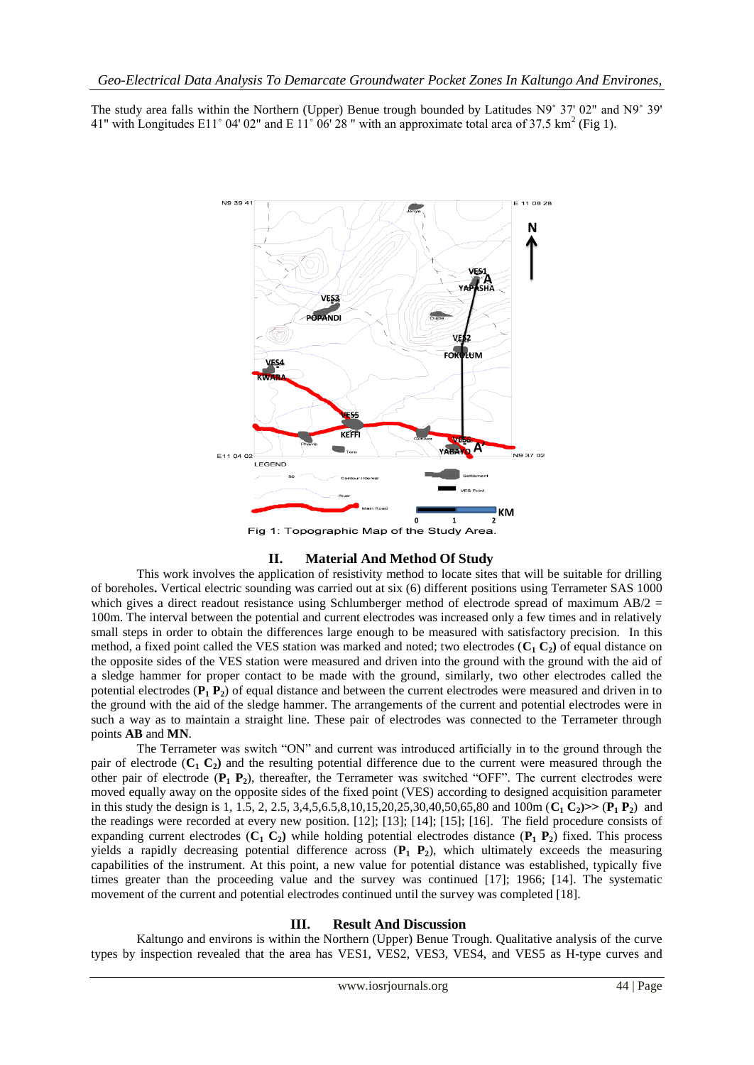The study area falls within the Northern (Upper) Benue trough bounded by Latitudes N9˚ 37' 02" and N9˚ 39' 41" with Longitudes E11˚ 04' 02" and E 11˚ 06' 28 " with an approximate total area of 37.5 km$^2$ (Fig 1).

Fig 1: Topographic Map of the Study Area.

## II. Material And Method Of Study

This work involves the application of resistivity method to locate sites that will be suitable for drilling of boreholes**.** Vertical electric sounding was carried out at six (6) different positions using Terrameter SAS 1000 which gives a direct readout resistance using Schlumberger method of electrode spread of maximum AB/2 = 100m. The interval between the potential and current electrodes was increased only a few times and in relatively small steps in order to obtain the differences large enough to be measured with satisfactory precision. In this method, a fixed point called the VES station was marked and noted; two electrodes (**$C_1$ $C_2$**) of equal distance on the opposite sides of the VES station were measured and driven into the ground with the aid of a sledge hammer for proper contact to be made with the ground, similarly, two other electrodes called the potential electrodes (**$P_1$ $P_2$**) of equal distance and between the current electrodes were measured and driven in to the ground with the aid of the sledge hammer. The arrangements of the current and potential electrodes were in such a way as to maintain a straight line. These pair of electrodes was connected to the Terrameter through points **AB** and **MN**.

The Terrameter was switch "ON" and current was introduced artificially in to the ground through the pair of electrode (**$C_1$ $C_2$)** and the resulting potential difference due to the current were measured through the other pair of electrode (**$P_1$ $P_2$**), thereafter, the Terrameter was switched "OFF". The current electrodes were moved equally away on the opposite sides of the fixed point (VES) according to designed acquisition parameter in this study the design is 1, 1.5, 2, 2.5, 3,4,5,6.5,8,10,15,20,25,30,40,50,65,80 and 100m (**$C_1$ $C_2$)>>** (**$P_1$ $P_2$**) and the readings were recorded at every new position. [12]; [13]; [14]; [15]; [16]. The field procedure consists of expanding current electrodes (**$C_1$ $C_2$**) while holding potential electrodes distance (**$P_1$ $P_2$**) fixed. This process yields a rapidly decreasing potential difference across (**$P_1$ $P_2$**), which ultimately exceeds the measuring capabilities of the instrument. At this point, a new value for potential distance was established, typically five times greater than the proceeding value and the survey was continued [17]; 1966; [14]. The systematic movement of the current and potential electrodes continued until the survey was completed [18].

## III. Result And Discussion

Kaltungo and environs is within the Northern (Upper) Benue Trough. Qualitative analysis of the curve types by inspection revealed that the area has VES1, VES2, VES3, VES4, and VES5 as H-type curves and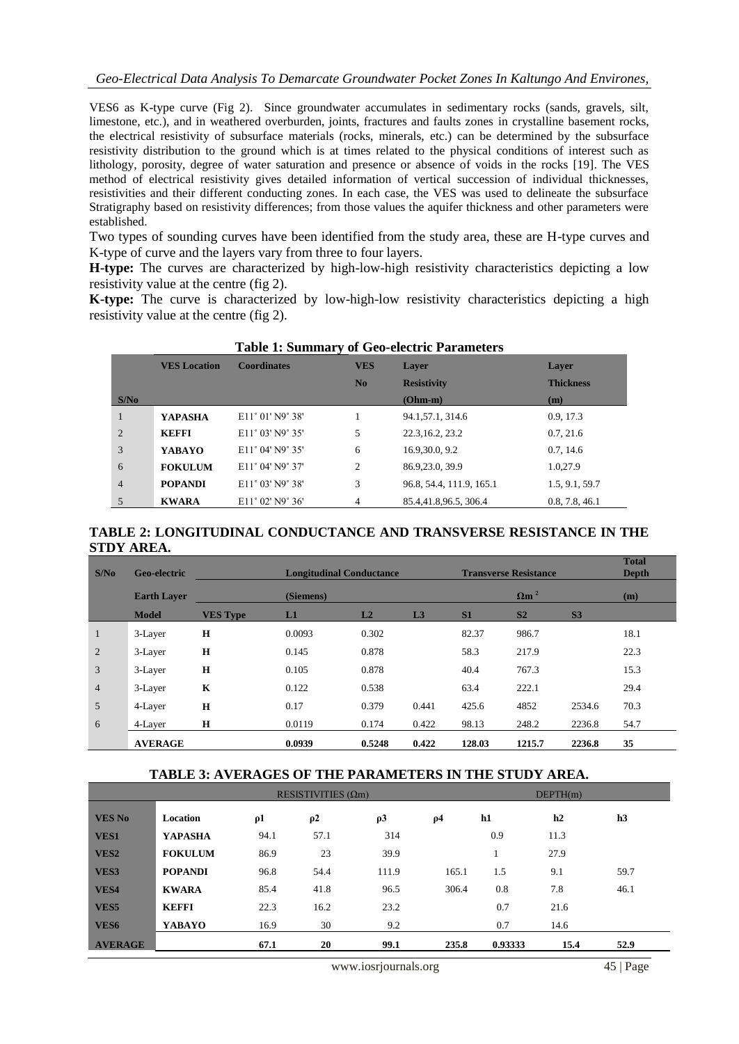VES6 as K-type curve (Fig 2). Since groundwater accumulates in sedimentary rocks (sands, gravels, silt, limestone, etc.), and in weathered overburden, joints, fractures and faults zones in crystalline basement rocks, the electrical resistivity of subsurface materials (rocks, minerals, etc.) can be determined by the subsurface resistivity distribution to the ground which is at times related to the physical conditions of interest such as lithology, porosity, degree of water saturation and presence or absence of voids in the rocks [19]. The VES method of electrical resistivity gives detailed information of vertical succession of individual thicknesses, resistivities and their different conducting zones. In each case, the VES was used to delineate the subsurface Stratigraphy based on resistivity differences; from those values the aquifer thickness and other parameters were established.

Two types of sounding curves have been identified from the study area, these are H-type curves and K-type of curve and the layers vary from three to four layers.

**H-type:** The curves are characterized by high-low-high resistivity characteristics depicting a low resistivity value at the centre (fig 2).

**K-type:** The curve is characterized by low-high-low resistivity characteristics depicting a high resistivity value at the centre (fig 2).

**Table 1: Summary of Geo-electric Parameters**

| S/No | VES Location | Coordinates | VES No | Layer Resistivity (Ohm-m) | Layer Thickness (m) |
|---|---|---|---|---|---|
| 1 | **YAPASHA** | E11° 01' N9° 38' | 1 | 94.1,57.1, 314.6 | 0.9, 17.3 |
| 2 | **KEFFI** | E11° 03' N9° 35' | 5 | 22.3,16.2, 23.2 | 0.7, 21.6 |
| 3 | **YABAYO** | E11° 04' N9° 35' | 6 | 16.9,30.0, 9.2 | 0.7, 14.6 |
| 6 | **FOKULUM** | E11° 04' N9° 37' | 2 | 86.9,23.0, 39.9 | 1.0,27.9 |
| 4 | **POPANDI** | E11° 03' N9° 38' | 3 | 96.8, 54.4, 111.9, 165.1 | 1.5, 9.1, 59.7 |
| 5 | **KWARA** | E11° 02' N9° 36' | 4 | 85.4,41.8,96.5, 306.4 | 0.8, 7.8, 46.1 |

**TABLE 2: LONGITUDINAL CONDUCTANCE AND TRANSVERSE RESISTANCE IN THE STDY AREA.**

| S/No | Geo-electric Earth Layer Model | VES Type | Longitudinal Conductance (Siemens) L1 | L2 | L3 | Transverse Resistance $\Omega m^2$ S1 | S2 | S3 | Total Depth (m) |
|---|---|---|---|---|---|---|---|---|---|
| 1 | 3-Layer | **H** | 0.0093 | 0.302 | | 82.37 | 986.7 | | 18.1 |
| 2 | 3-Layer | **H** | 0.145 | 0.878 | | 58.3 | 217.9 | | 22.3 |
| 3 | 3-Layer | **H** | 0.105 | 0.878 | | 40.4 | 767.3 | | 15.3 |
| 4 | 3-Layer | **K** | 0.122 | 0.538 | | 63.4 | 222.1 | | 29.4 |
| 5 | 4-Layer | **H** | 0.17 | 0.379 | 0.441 | 425.6 | 4852 | 2534.6 | 70.3 |
| 6 | 4-Layer | **H** | 0.0119 | 0.174 | 0.422 | 98.13 | 248.2 | 2236.8 | 54.7 |
| | **AVERAGE** | | **0.0939** | **0.5248** | **0.422** | **128.03** | **1215.7** | **2236.8** | **35** |

**TABLE 3: AVERAGES OF THE PARAMETERS IN THE STUDY AREA.**

| | | RESISTIVITIES ($\Omega$m) | | | | DEPTH(m) | | |
|---|---|---|---|---|---|---|---|---|
| **VES No** | **Location** | **ρ1** | **ρ2** | **ρ3** | **ρ4** | **h1** | **h2** | **h3** |
| **VES1** | **YAPASHA** | 94.1 | 57.1 | 314 | | 0.9 | 11.3 | |
| **VES2** | **FOKULUM** | 86.9 | 23 | 39.9 | | 1 | 27.9 | |
| **VES3** | **POPANDI** | 96.8 | 54.4 | 111.9 | 165.1 | 1.5 | 9.1 | 59.7 |
| **VES4** | **KWARA** | 85.4 | 41.8 | 96.5 | 306.4 | 0.8 | 7.8 | 46.1 |
| **VES5** | **KEFFI** | 22.3 | 16.2 | 23.2 | | 0.7 | 21.6 | |
| **VES6** | **YABAYO** | 16.9 | 30 | 9.2 | | 0.7 | 14.6 | |
| **AVERAGE** | | **67.1** | **20** | **99.1** | **235.8** | **0.93333** | **15.4** | **52.9** |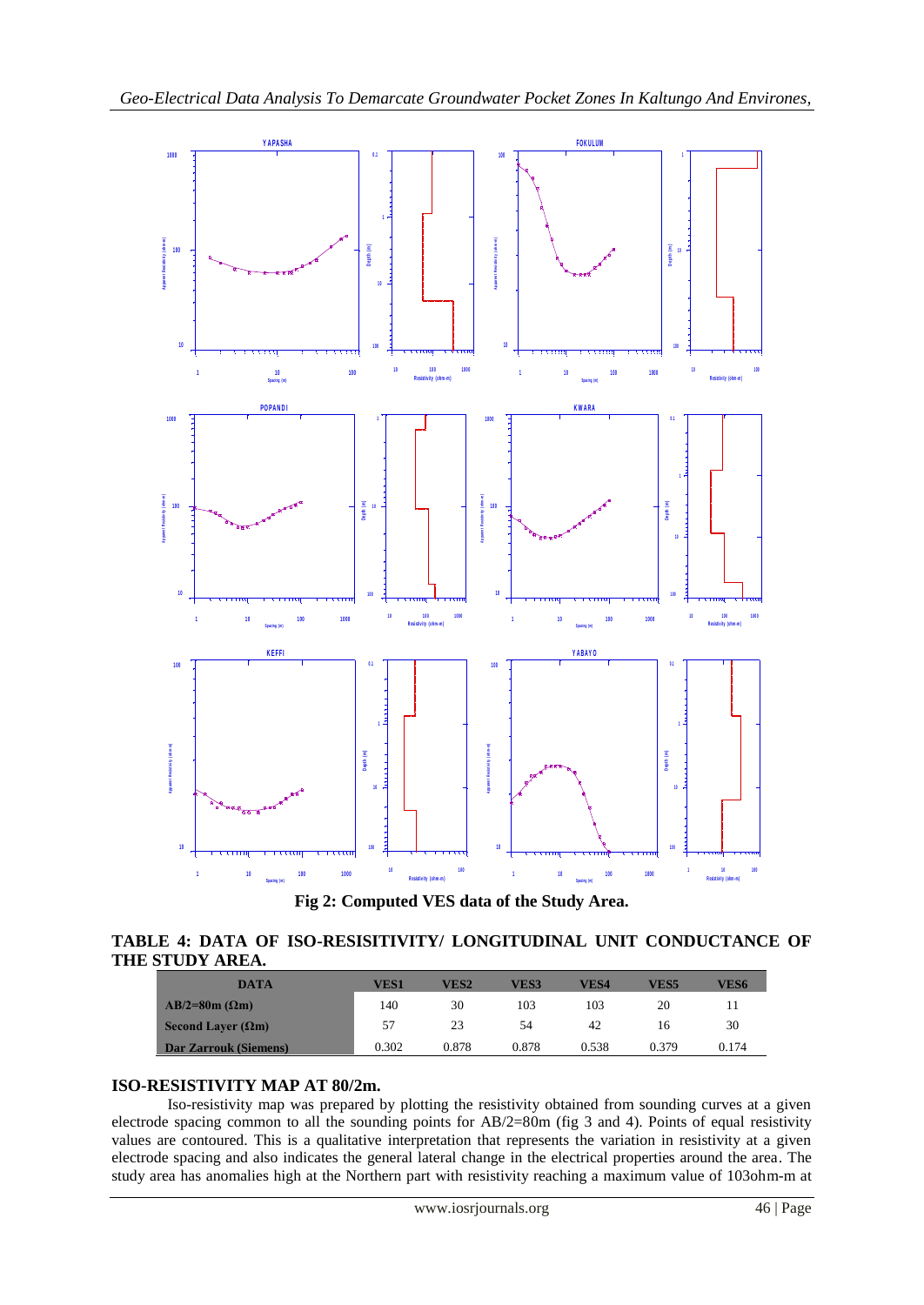Fig 2: Computed VES data of the Study Area.

**TABLE 4: DATA OF ISO-RESISITIVITY/ LONGITUDINAL UNIT CONDUCTANCE OF THE STUDY AREA.**

| DATA | VES1 | VES2 | VES3 | VES4 | VES5 | VES6 |
|---|---|---|---|---|---|---|
| AB/2=80m (Ωm) | 140 | 30 | 103 | 103 | 20 | 11 |
| Second Layer (Ωm) | 57 | 23 | 54 | 42 | 16 | 30 |
| Dar Zarrouk (Siemens) | 0.302 | 0.878 | 0.878 | 0.538 | 0.379 | 0.174 |

## ISO-RESISTIVITY MAP AT 80/2m.

Iso-resistivity map was prepared by plotting the resistivity obtained from sounding curves at a given electrode spacing common to all the sounding points for AB/2=80m (fig 3 and 4). Points of equal resistivity values are contoured. This is a qualitative interpretation that represents the variation in resistivity at a given electrode spacing and also indicates the general lateral change in the electrical properties around the area. The study area has anomalies high at the Northern part with resistivity reaching a maximum value of 103ohm-m at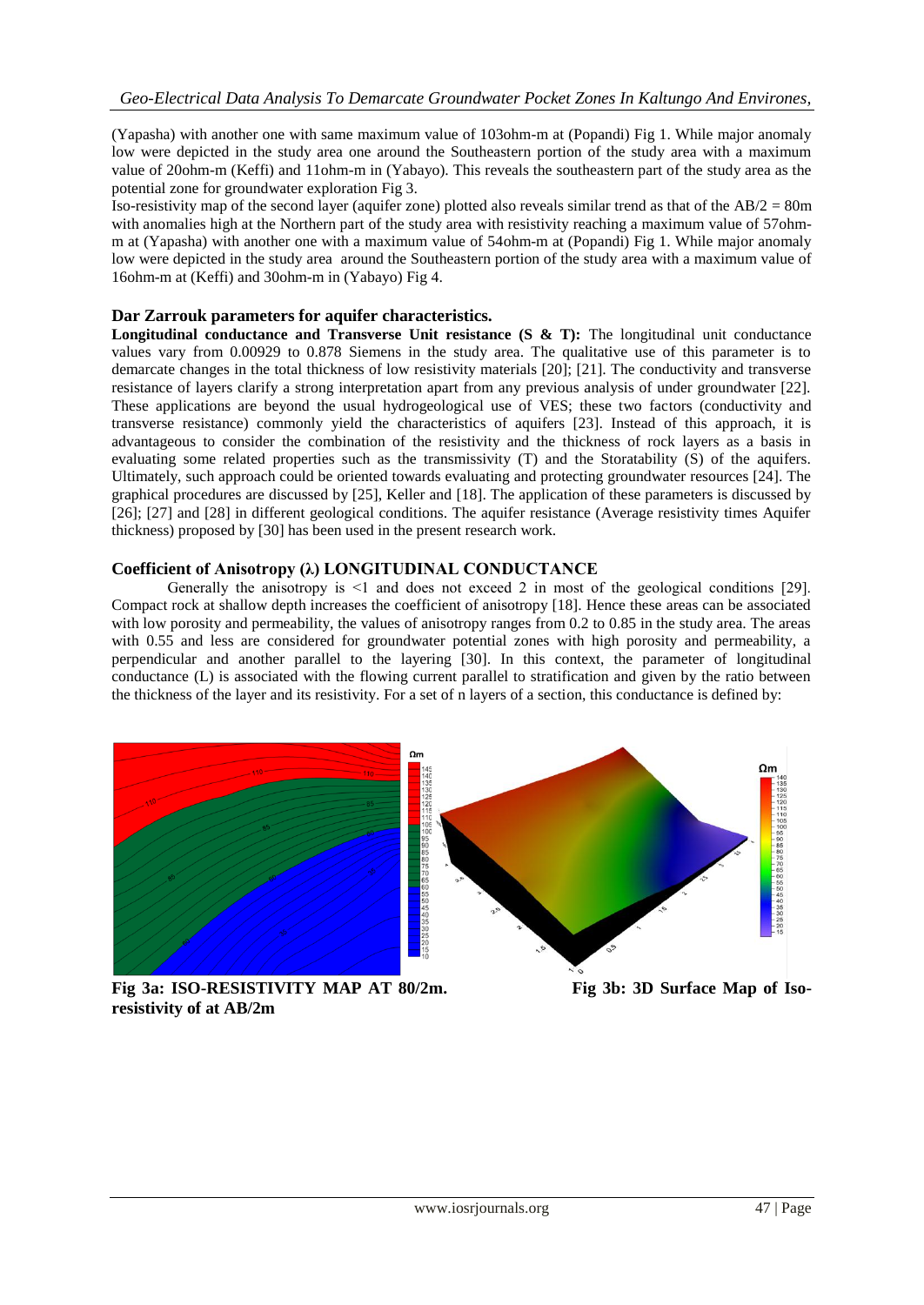(Yapasha) with another one with same maximum value of 103ohm-m at (Popandi) Fig 1. While major anomaly low were depicted in the study area one around the Southeastern portion of the study area with a maximum value of 20ohm-m (Keffi) and 11ohm-m in (Yabayo). This reveals the southeastern part of the study area as the potential zone for groundwater exploration Fig 3.

Iso-resistivity map of the second layer (aquifer zone) plotted also reveals similar trend as that of the AB/2 = 80m with anomalies high at the Northern part of the study area with resistivity reaching a maximum value of 57ohm-m at (Yapasha) with another one with a maximum value of 54ohm-m at (Popandi) Fig 1. While major anomaly low were depicted in the study area around the Southeastern portion of the study area with a maximum value of 16ohm-m at (Keffi) and 30ohm-m in (Yabayo) Fig 4.

### Dar Zarrouk parameters for aquifer characteristics.

**Longitudinal conductance and Transverse Unit resistance (S & T):** The longitudinal unit conductance values vary from 0.00929 to 0.878 Siemens in the study area. The qualitative use of this parameter is to demarcate changes in the total thickness of low resistivity materials [20]; [21]. The conductivity and transverse resistance of layers clarify a strong interpretation apart from any previous analysis of under groundwater [22]. These applications are beyond the usual hydrogeological use of VES; these two factors (conductivity and transverse resistance) commonly yield the characteristics of aquifers [23]. Instead of this approach, it is advantageous to consider the combination of the resistivity and the thickness of rock layers as a basis in evaluating some related properties such as the transmissivity (T) and the Storatability (S) of the aquifers. Ultimately, such approach could be oriented towards evaluating and protecting groundwater resources [24]. The graphical procedures are discussed by [25], Keller and [18]. The application of these parameters is discussed by [26]; [27] and [28] in different geological conditions. The aquifer resistance (Average resistivity times Aquifer thickness) proposed by [30] has been used in the present research work.

### Coefficient of Anisotropy (λ) LONGITUDINAL CONDUCTANCE

Generally the anisotropy is <1 and does not exceed 2 in most of the geological conditions [29]. Compact rock at shallow depth increases the coefficient of anisotropy [18]. Hence these areas can be associated with low porosity and permeability, the values of anisotropy ranges from 0.2 to 0.85 in the study area. The areas with 0.55 and less are considered for groundwater potential zones with high porosity and permeability, a perpendicular and another parallel to the layering [30]. In this context, the parameter of longitudinal conductance (L) is associated with the flowing current parallel to stratification and given by the ratio between the thickness of the layer and its resistivity. For a set of n layers of a section, this conductance is defined by:

**Fig 3a: ISO-RESISTIVITY MAP AT 80/2m.** **Fig 3b: 3D Surface Map of Iso-resistivity of at AB/2m**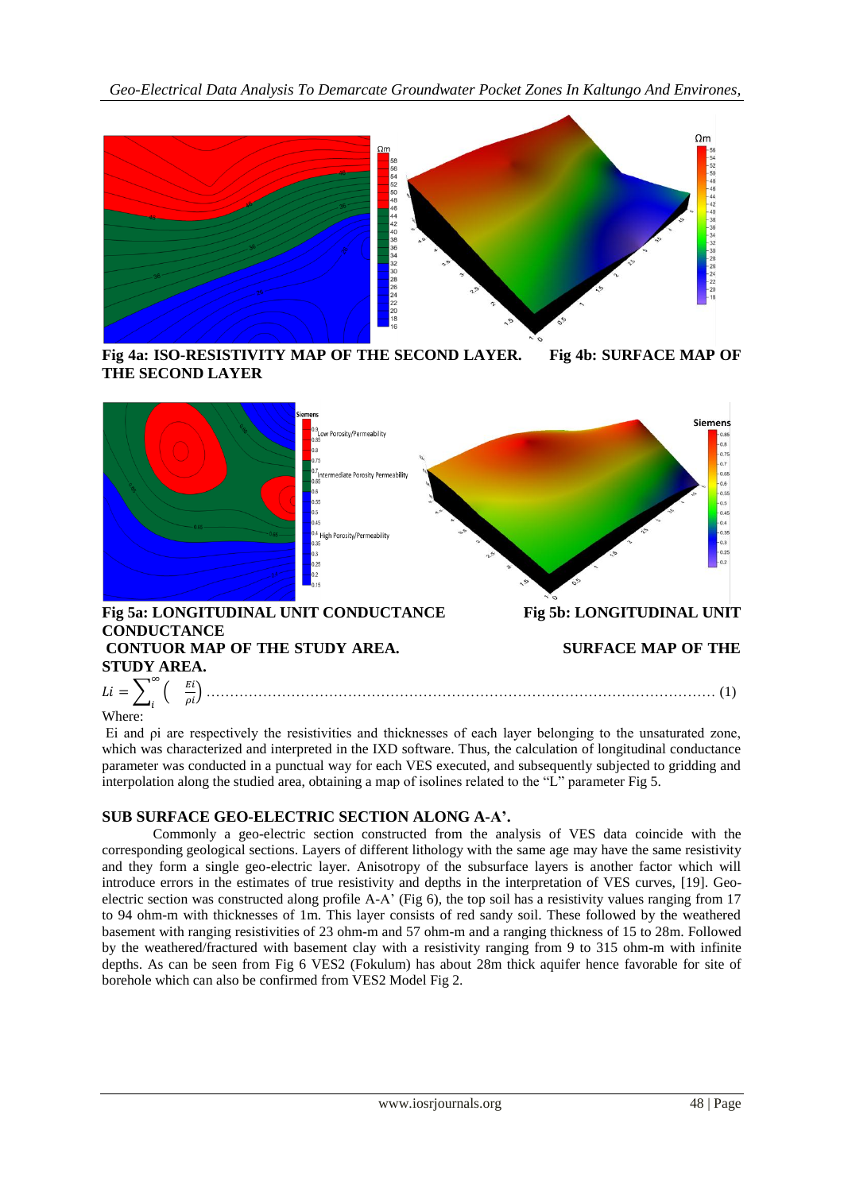**Fig 4a: ISO-RESISTIVITY MAP OF THE SECOND LAYER. Fig 4b: SURFACE MAP OF THE SECOND LAYER**

**Fig 5a: LONGITUDINAL UNIT CONDUCTANCE CONTUOR MAP OF THE STUDY AREA. Fig 5b: LONGITUDINAL UNIT CONDUCTANCE SURFACE MAP OF THE STUDY AREA.**

$$Li = \sum_{i}^{\infty} \left( \frac{Ei}{\rho i} \right) \quad \ldots\ldots (1)$$

Where:

Ei and ρi are respectively the resistivities and thicknesses of each layer belonging to the unsaturated zone, which was characterized and interpreted in the IXD software. Thus, the calculation of longitudinal conductance parameter was conducted in a punctual way for each VES executed, and subsequently subjected to gridding and interpolation along the studied area, obtaining a map of isolines related to the "L" parameter Fig 5.

## SUB SURFACE GEO-ELECTRIC SECTION ALONG A-A'.

Commonly a geo-electric section constructed from the analysis of VES data coincide with the corresponding geological sections. Layers of different lithology with the same age may have the same resistivity and they form a single geo-electric layer. Anisotropy of the subsurface layers is another factor which will introduce errors in the estimates of true resistivity and depths in the interpretation of VES curves, [19]. Geo-electric section was constructed along profile A-A' (Fig 6), the top soil has a resistivity values ranging from 17 to 94 ohm-m with thicknesses of 1m. This layer consists of red sandy soil. These followed by the weathered basement with ranging resistivities of 23 ohm-m and 57 ohm-m and a ranging thickness of 15 to 28m. Followed by the weathered/fractured with basement clay with a resistivity ranging from 9 to 315 ohm-m with infinite depths. As can be seen from Fig 6 VES2 (Fokulum) has about 28m thick aquifer hence favorable for site of borehole which can also be confirmed from VES2 Model Fig 2.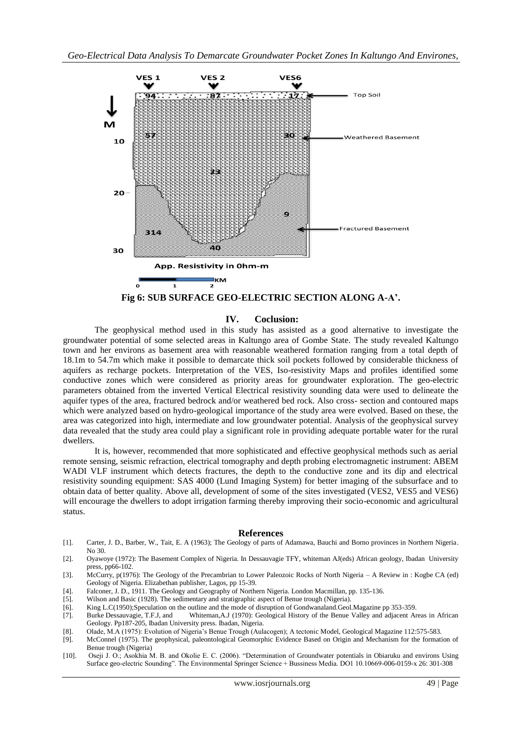Fig 6: SUB SURFACE GEO-ELECTRIC SECTION ALONG A-A'.

## IV. Coclusion:

The geophysical method used in this study has assisted as a good alternative to investigate the groundwater potential of some selected areas in Kaltungo area of Gombe State. The study revealed Kaltungo town and her environs as basement area with reasonable weathered formation ranging from a total depth of 18.1m to 54.7m which make it possible to demarcate thick soil pockets followed by considerable thickness of aquifers as recharge pockets. Interpretation of the VES, Iso-resistivity Maps and profiles identified some conductive zones which were considered as priority areas for groundwater exploration. The geo-electric parameters obtained from the inverted Vertical Electrical resistivity sounding data were used to delineate the aquifer types of the area, fractured bedrock and/or weathered bed rock. Also cross- section and contoured maps which were analyzed based on hydro-geological importance of the study area were evolved. Based on these, the area was categorized into high, intermediate and low groundwater potential. Analysis of the geophysical survey data revealed that the study area could play a significant role in providing adequate portable water for the rural dwellers.

It is, however, recommended that more sophisticated and effective geophysical methods such as aerial remote sensing, seismic refraction, electrical tomography and depth probing electromagnetic instrument: ABEM WADI VLF instrument which detects fractures, the depth to the conductive zone and its dip and electrical resistivity sounding equipment: SAS 4000 (Lund Imaging System) for better imaging of the subsurface and to obtain data of better quality. Above all, development of some of the sites investigated (VES2, VES5 and VES6) will encourage the dwellers to adopt irrigation farming thereby improving their socio-economic and agricultural status.

## References

[1]. Carter, J. D., Barber, W., Tait, E. A (1963); The Geology of parts of Adamawa, Bauchi and Borno provinces in Northern Nigeria. No 30.

[2]. Oyawoye (1972): The Basement Complex of Nigeria. In Dessauvagie TFY, whiteman AJ(eds) African geology, Ibadan University press, pp66-102.

[3]. McCurry, p(1976): The Geology of the Precambrian to Lower Paleozoic Rocks of North Nigeria – A Review in : Kogbe CA (ed) Geology of Nigeria. Elizabethan publisher, Lagos, pp 15-39.

[4]. Falconer, J. D., 1911. The Geology and Geography of Northern Nigeria. London Macmillan, pp. 135-136.

[5]. Wilson and Basic (1928). The sedimentary and stratigraphic aspect of Benue trough (Nigeria).

[6]. King L.C(1950);Speculation on the outline and the mode of disruption of Gondwanaland.Geol.Magazine pp 353-359.

[7]. Burke Dessauvagie, T.F.J, and Whiteman,A.J (1970): Geological History of the Benue Valley and adjacent Areas in African Geology. Pp187-205, Ibadan University press. Ibadan, Nigeria.

[8]. Olade, M.A (1975): Evolution of Nigeria's Benue Trough (Aulacogen); A tectonic Model, Geological Magazine 112:575-583.

[9]. McConnel (1975). The geophysical, paleontological Geomorphic Evidence Based on Origin and Mechanism for the formation of Benue trough (Nigeria)

[10]. Oseji J. O.; Asokhia M. B. and Okolie E. C. (2006). "Determination of Groundwater potentials in Obiaruku and environs Using Surface geo-electric Sounding". The Environmental Springer Science + Bussiness Media. DO1 10.10669-006-0159-x 26: 301-308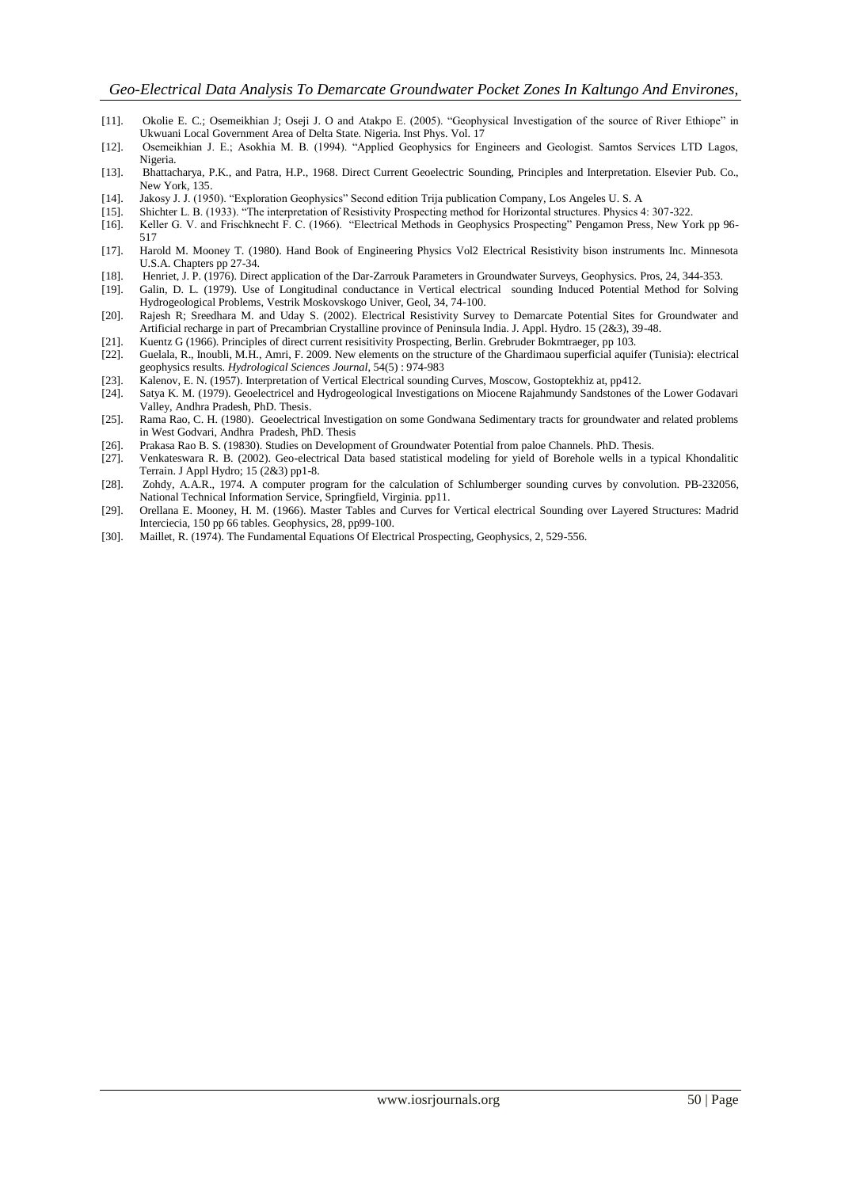[11]. Okolie E. C.; Osemeikhian J; Oseji J. O and Atakpo E. (2005). "Geophysical Investigation of the source of River Ethiope" in Ukwuani Local Government Area of Delta State. Nigeria. Inst Phys. Vol. 17

[12]. Osemeikhian J. E.; Asokhia M. B. (1994). "Applied Geophysics for Engineers and Geologist. Samtos Services LTD Lagos, Nigeria.

[13]. Bhattacharya, P.K., and Patra, H.P., 1968. Direct Current Geoelectric Sounding, Principles and Interpretation. Elsevier Pub. Co., New York, 135.

[14]. Jakosy J. J. (1950). "Exploration Geophysics" Second edition Trija publication Company, Los Angeles U. S. A

[15]. Shichter L. B. (1933). "The interpretation of Resistivity Prospecting method for Horizontal structures. Physics 4: 307-322.

[16]. Keller G. V. and Frischknecht F. C. (1966). "Electrical Methods in Geophysics Prospecting" Pengamon Press, New York pp 96-517

[17]. Harold M. Mooney T. (1980). Hand Book of Engineering Physics Vol2 Electrical Resistivity bison instruments Inc. Minnesota U.S.A. Chapters pp 27-34.

[18]. Henriet, J. P. (1976). Direct application of the Dar-Zarrouk Parameters in Groundwater Surveys, Geophysics. Pros, 24, 344-353.

[19]. Galin, D. L. (1979). Use of Longitudinal conductance in Vertical electrical sounding Induced Potential Method for Solving Hydrogeological Problems, Vestrik Moskovskogo Univer, Geol, 34, 74-100.

[20]. Rajesh R; Sreedhara M. and Uday S. (2002). Electrical Resistivity Survey to Demarcate Potential Sites for Groundwater and Artificial recharge in part of Precambrian Crystalline province of Peninsula India. J. Appl. Hydro. 15 (2&3), 39-48.

[21]. Kuentz G (1966). Principles of direct current resisitivity Prospecting, Berlin. Grebruder Bokmtraeger, pp 103.

[22]. Guelala, R., Inoubli, M.H., Amri, F. 2009. New elements on the structure of the Ghardimaou superficial aquifer (Tunisia): electrical geophysics results. *Hydrological Sciences Journal*, 54(5) : 974-983

[23]. Kalenov, E. N. (1957). Interpretation of Vertical Electrical sounding Curves, Moscow, Gostoptekhiz at, pp412.

[24]. Satya K. M. (1979). Geoelectricel and Hydrogeological Investigations on Miocene Rajahmundy Sandstones of the Lower Godavari Valley, Andhra Pradesh, PhD. Thesis.

[25]. Rama Rao, C. H. (1980). Geoelectrical Investigation on some Gondwana Sedimentary tracts for groundwater and related problems in West Godvari, Andhra Pradesh, PhD. Thesis

[26]. Prakasa Rao B. S. (19830). Studies on Development of Groundwater Potential from paloe Channels. PhD. Thesis.

[27]. Venkateswara R. B. (2002). Geo-electrical Data based statistical modeling for yield of Borehole wells in a typical Khondalitic Terrain. J Appl Hydro; 15 (2&3) pp1-8.

[28]. Zohdy, A.A.R., 1974. A computer program for the calculation of Schlumberger sounding curves by convolution. PB-232056, National Technical Information Service, Springfield, Virginia. pp11.

[29]. Orellana E. Mooney, H. M. (1966). Master Tables and Curves for Vertical electrical Sounding over Layered Structures: Madrid Interciecia, 150 pp 66 tables. Geophysics, 28, pp99-100.

[30]. Maillet, R. (1974). The Fundamental Equations Of Electrical Prospecting, Geophysics, 2, 529-556.